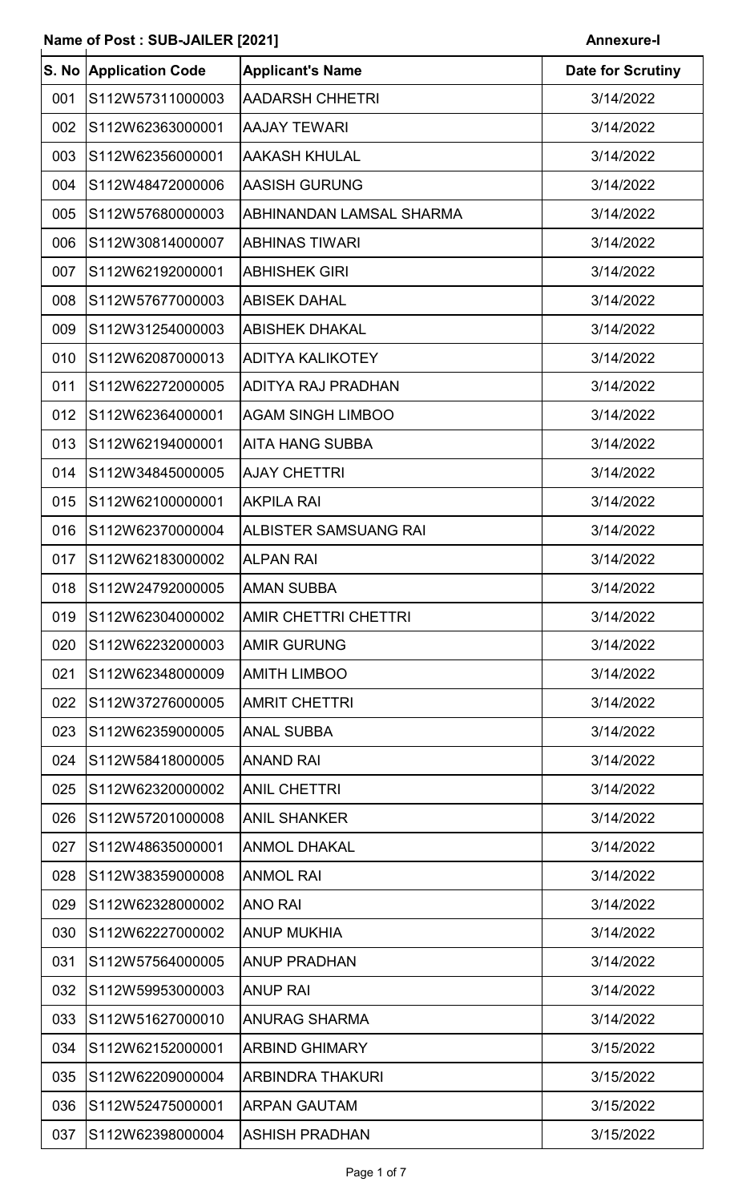**Name of Post : SUB-JAILER [2021]** **Annexure-I**

| S. No | Application Code | Applicant's Name | Date for Scrutiny |
|---|---|---|---|
| 001 | S112W57311000003 | AADARSH CHHETRI | 3/14/2022 |
| 002 | S112W62363000001 | AAJAY TEWARI | 3/14/2022 |
| 003 | S112W62356000001 | AAKASH KHULAL | 3/14/2022 |
| 004 | S112W48472000006 | AASISH GURUNG | 3/14/2022 |
| 005 | S112W57680000003 | ABHINANDAN LAMSAL SHARMA | 3/14/2022 |
| 006 | S112W30814000007 | ABHINAS TIWARI | 3/14/2022 |
| 007 | S112W62192000001 | ABHISHEK GIRI | 3/14/2022 |
| 008 | S112W57677000003 | ABISEK DAHAL | 3/14/2022 |
| 009 | S112W31254000003 | ABISHEK DHAKAL | 3/14/2022 |
| 010 | S112W62087000013 | ADITYA KALIKOTEY | 3/14/2022 |
| 011 | S112W62272000005 | ADITYA RAJ PRADHAN | 3/14/2022 |
| 012 | S112W62364000001 | AGAM SINGH LIMBOO | 3/14/2022 |
| 013 | S112W62194000001 | AITA HANG SUBBA | 3/14/2022 |
| 014 | S112W34845000005 | AJAY CHETTRI | 3/14/2022 |
| 015 | S112W62100000001 | AKPILA RAI | 3/14/2022 |
| 016 | S112W62370000004 | ALBISTER SAMSUANG RAI | 3/14/2022 |
| 017 | S112W62183000002 | ALPAN RAI | 3/14/2022 |
| 018 | S112W24792000005 | AMAN SUBBA | 3/14/2022 |
| 019 | S112W62304000002 | AMIR CHETTRI CHETTRI | 3/14/2022 |
| 020 | S112W62232000003 | AMIR GURUNG | 3/14/2022 |
| 021 | S112W62348000009 | AMITH LIMBOO | 3/14/2022 |
| 022 | S112W37276000005 | AMRIT CHETTRI | 3/14/2022 |
| 023 | S112W62359000005 | ANAL SUBBA | 3/14/2022 |
| 024 | S112W58418000005 | ANAND RAI | 3/14/2022 |
| 025 | S112W62320000002 | ANIL CHETTRI | 3/14/2022 |
| 026 | S112W57201000008 | ANIL SHANKER | 3/14/2022 |
| 027 | S112W48635000001 | ANMOL DHAKAL | 3/14/2022 |
| 028 | S112W38359000008 | ANMOL RAI | 3/14/2022 |
| 029 | S112W62328000002 | ANO RAI | 3/14/2022 |
| 030 | S112W62227000002 | ANUP MUKHIA | 3/14/2022 |
| 031 | S112W57564000005 | ANUP PRADHAN | 3/14/2022 |
| 032 | S112W59953000003 | ANUP RAI | 3/14/2022 |
| 033 | S112W51627000010 | ANURAG SHARMA | 3/14/2022 |
| 034 | S112W62152000001 | ARBIND GHIMARY | 3/15/2022 |
| 035 | S112W62209000004 | ARBINDRA THAKURI | 3/15/2022 |
| 036 | S112W52475000001 | ARPAN GAUTAM | 3/15/2022 |
| 037 | S112W62398000004 | ASHISH PRADHAN | 3/15/2022 |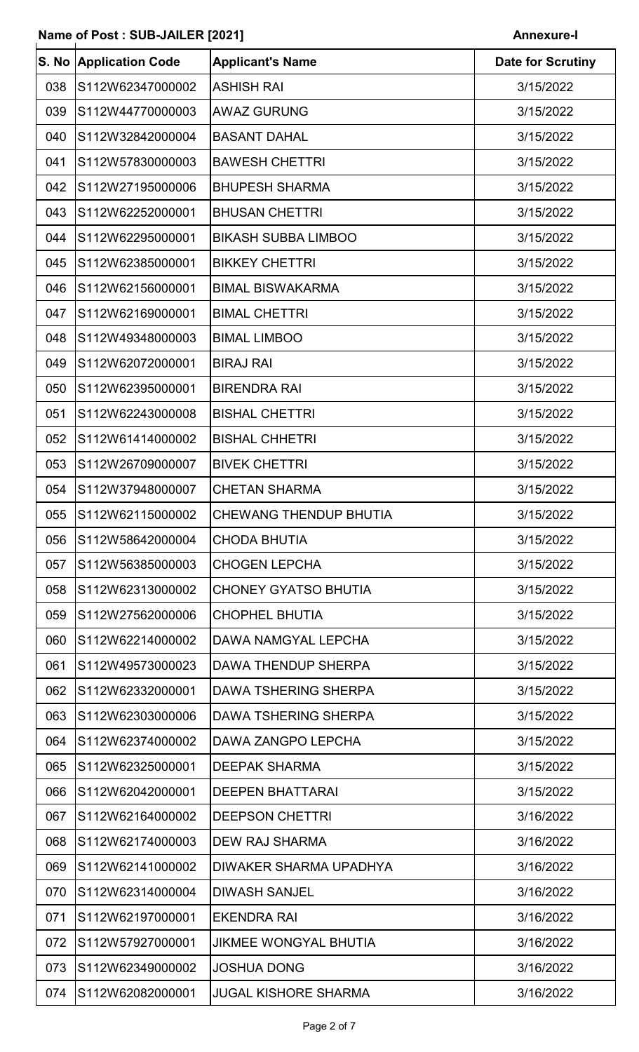**Name of Post : SUB-JAILER [2021]** **Annexure-I**

| S. No | Application Code | Applicant's Name | Date for Scrutiny |
|---|---|---|---|
| 038 | S112W62347000002 | ASHISH RAI | 3/15/2022 |
| 039 | S112W44770000003 | AWAZ GURUNG | 3/15/2022 |
| 040 | S112W32842000004 | BASANT DAHAL | 3/15/2022 |
| 041 | S112W57830000003 | BAWESH CHETTRI | 3/15/2022 |
| 042 | S112W27195000006 | BHUPESH SHARMA | 3/15/2022 |
| 043 | S112W62252000001 | BHUSAN CHETTRI | 3/15/2022 |
| 044 | S112W62295000001 | BIKASH SUBBA LIMBOO | 3/15/2022 |
| 045 | S112W62385000001 | BIKKEY CHETTRI | 3/15/2022 |
| 046 | S112W62156000001 | BIMAL BISWAKARMA | 3/15/2022 |
| 047 | S112W62169000001 | BIMAL CHETTRI | 3/15/2022 |
| 048 | S112W49348000003 | BIMAL LIMBOO | 3/15/2022 |
| 049 | S112W62072000001 | BIRAJ RAI | 3/15/2022 |
| 050 | S112W62395000001 | BIRENDRA RAI | 3/15/2022 |
| 051 | S112W62243000008 | BISHAL CHETTRI | 3/15/2022 |
| 052 | S112W61414000002 | BISHAL CHHETRI | 3/15/2022 |
| 053 | S112W26709000007 | BIVEK CHETTRI | 3/15/2022 |
| 054 | S112W37948000007 | CHETAN SHARMA | 3/15/2022 |
| 055 | S112W62115000002 | CHEWANG THENDUP BHUTIA | 3/15/2022 |
| 056 | S112W58642000004 | CHODA BHUTIA | 3/15/2022 |
| 057 | S112W56385000003 | CHOGEN LEPCHA | 3/15/2022 |
| 058 | S112W62313000002 | CHONEY GYATSO BHUTIA | 3/15/2022 |
| 059 | S112W27562000006 | CHOPHEL BHUTIA | 3/15/2022 |
| 060 | S112W62214000002 | DAWA NAMGYAL LEPCHA | 3/15/2022 |
| 061 | S112W49573000023 | DAWA THENDUP SHERPA | 3/15/2022 |
| 062 | S112W62332000001 | DAWA TSHERING SHERPA | 3/15/2022 |
| 063 | S112W62303000006 | DAWA TSHERING SHERPA | 3/15/2022 |
| 064 | S112W62374000002 | DAWA ZANGPO LEPCHA | 3/15/2022 |
| 065 | S112W62325000001 | DEEPAK SHARMA | 3/15/2022 |
| 066 | S112W62042000001 | DEEPEN BHATTARAI | 3/15/2022 |
| 067 | S112W62164000002 | DEEPSON CHETTRI | 3/16/2022 |
| 068 | S112W62174000003 | DEW RAJ SHARMA | 3/16/2022 |
| 069 | S112W62141000002 | DIWAKER SHARMA UPADHYA | 3/16/2022 |
| 070 | S112W62314000004 | DIWASH SANJEL | 3/16/2022 |
| 071 | S112W62197000001 | EKENDRA RAI | 3/16/2022 |
| 072 | S112W57927000001 | JIKMEE WONGYAL BHUTIA | 3/16/2022 |
| 073 | S112W62349000002 | JOSHUA DONG | 3/16/2022 |
| 074 | S112W62082000001 | JUGAL KISHORE SHARMA | 3/16/2022 |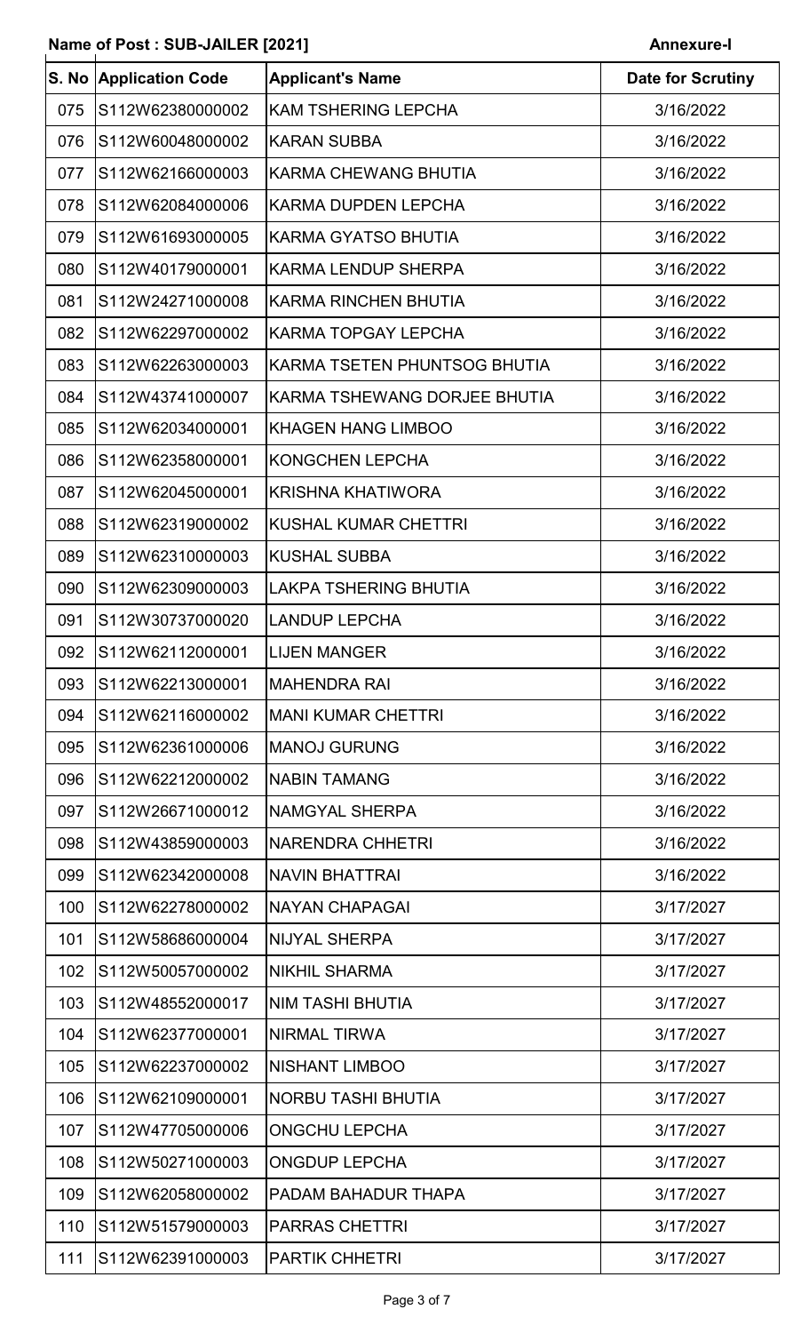**Name of Post : SUB-JAILER [2021]** **Annexure-I**

| S. No | Application Code | Applicant's Name | Date for Scrutiny |
|---|---|---|---|
| 075 | S112W62380000002 | KAM TSHERING LEPCHA | 3/16/2022 |
| 076 | S112W60048000002 | KARAN SUBBA | 3/16/2022 |
| 077 | S112W62166000003 | KARMA CHEWANG BHUTIA | 3/16/2022 |
| 078 | S112W62084000006 | KARMA DUPDEN LEPCHA | 3/16/2022 |
| 079 | S112W61693000005 | KARMA GYATSO BHUTIA | 3/16/2022 |
| 080 | S112W40179000001 | KARMA LENDUP SHERPA | 3/16/2022 |
| 081 | S112W24271000008 | KARMA RINCHEN BHUTIA | 3/16/2022 |
| 082 | S112W62297000002 | KARMA TOPGAY LEPCHA | 3/16/2022 |
| 083 | S112W62263000003 | KARMA TSETEN PHUNTSOG BHUTIA | 3/16/2022 |
| 084 | S112W43741000007 | KARMA TSHEWANG DORJEE BHUTIA | 3/16/2022 |
| 085 | S112W62034000001 | KHAGEN HANG LIMBOO | 3/16/2022 |
| 086 | S112W62358000001 | KONGCHEN LEPCHA | 3/16/2022 |
| 087 | S112W62045000001 | KRISHNA KHATIWORA | 3/16/2022 |
| 088 | S112W62319000002 | KUSHAL KUMAR CHETTRI | 3/16/2022 |
| 089 | S112W62310000003 | KUSHAL SUBBA | 3/16/2022 |
| 090 | S112W62309000003 | LAKPA TSHERING BHUTIA | 3/16/2022 |
| 091 | S112W30737000020 | LANDUP LEPCHA | 3/16/2022 |
| 092 | S112W62112000001 | LIJEN MANGER | 3/16/2022 |
| 093 | S112W62213000001 | MAHENDRA RAI | 3/16/2022 |
| 094 | S112W62116000002 | MANI KUMAR CHETTRI | 3/16/2022 |
| 095 | S112W62361000006 | MANOJ GURUNG | 3/16/2022 |
| 096 | S112W62212000002 | NABIN TAMANG | 3/16/2022 |
| 097 | S112W26671000012 | NAMGYAL SHERPA | 3/16/2022 |
| 098 | S112W43859000003 | NARENDRA CHHETRI | 3/16/2022 |
| 099 | S112W62342000008 | NAVIN BHATTRAI | 3/16/2022 |
| 100 | S112W62278000002 | NAYAN CHAPAGAI | 3/17/2027 |
| 101 | S112W58686000004 | NIJYAL SHERPA | 3/17/2027 |
| 102 | S112W50057000002 | NIKHIL SHARMA | 3/17/2027 |
| 103 | S112W48552000017 | NIM TASHI BHUTIA | 3/17/2027 |
| 104 | S112W62377000001 | NIRMAL TIRWA | 3/17/2027 |
| 105 | S112W62237000002 | NISHANT LIMBOO | 3/17/2027 |
| 106 | S112W62109000001 | NORBU TASHI BHUTIA | 3/17/2027 |
| 107 | S112W47705000006 | ONGCHU LEPCHA | 3/17/2027 |
| 108 | S112W50271000003 | ONGDUP LEPCHA | 3/17/2027 |
| 109 | S112W62058000002 | PADAM BAHADUR THAPA | 3/17/2027 |
| 110 | S112W51579000003 | PARRAS CHETTRI | 3/17/2027 |
| 111 | S112W62391000003 | PARTIK CHHETRI | 3/17/2027 |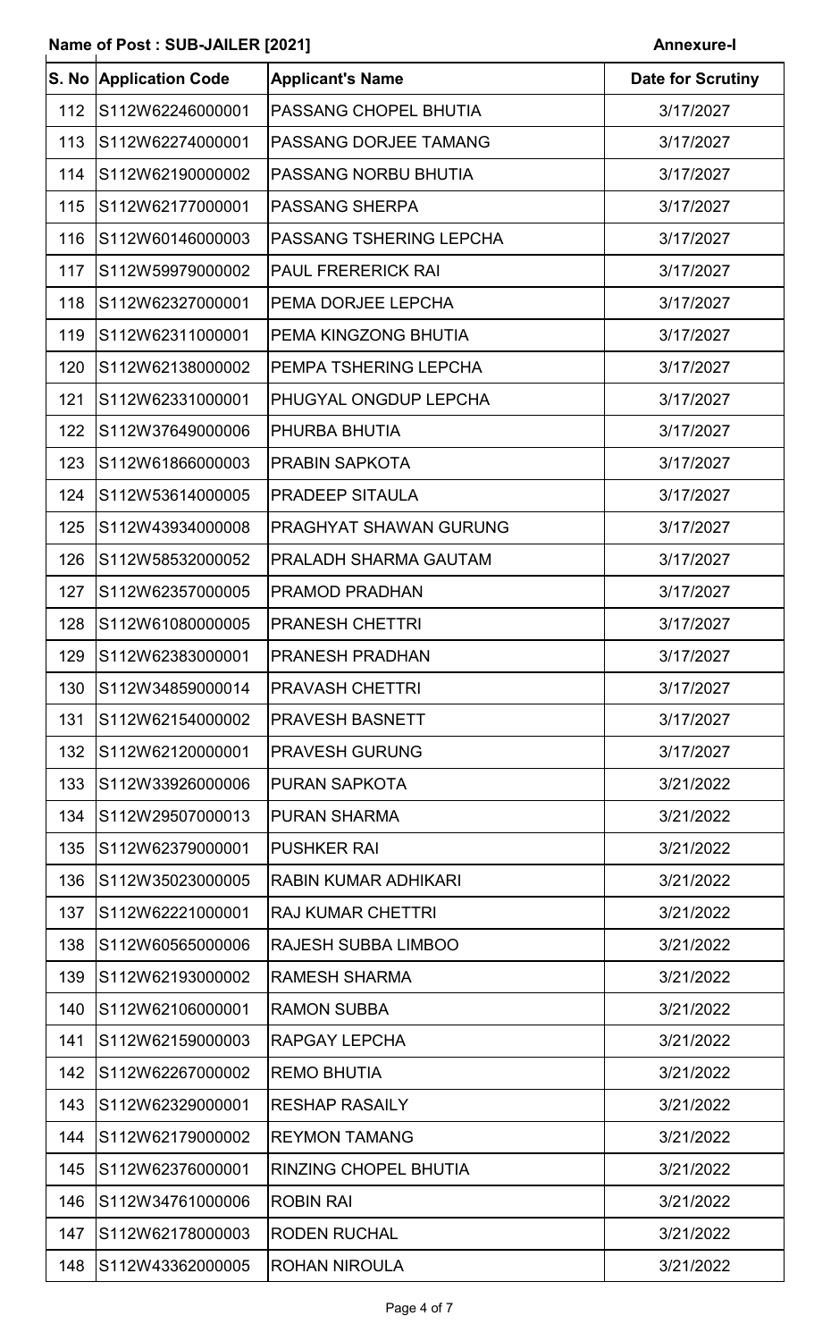**Name of Post : SUB-JAILER [2021]** **Annexure-I**

| S. No | Application Code | Applicant's Name | Date for Scrutiny |
|---|---|---|---|
| 112 | S112W62246000001 | PASSANG CHOPEL BHUTIA | 3/17/2027 |
| 113 | S112W62274000001 | PASSANG DORJEE TAMANG | 3/17/2027 |
| 114 | S112W62190000002 | PASSANG NORBU BHUTIA | 3/17/2027 |
| 115 | S112W62177000001 | PASSANG SHERPA | 3/17/2027 |
| 116 | S112W60146000003 | PASSANG TSHERING LEPCHA | 3/17/2027 |
| 117 | S112W59979000002 | PAUL FRERERICK RAI | 3/17/2027 |
| 118 | S112W62327000001 | PEMA DORJEE LEPCHA | 3/17/2027 |
| 119 | S112W62311000001 | PEMA KINGZONG BHUTIA | 3/17/2027 |
| 120 | S112W62138000002 | PEMPA TSHERING LEPCHA | 3/17/2027 |
| 121 | S112W62331000001 | PHUGYAL ONGDUP LEPCHA | 3/17/2027 |
| 122 | S112W37649000006 | PHURBA BHUTIA | 3/17/2027 |
| 123 | S112W61866000003 | PRABIN SAPKOTA | 3/17/2027 |
| 124 | S112W53614000005 | PRADEEP SITAULA | 3/17/2027 |
| 125 | S112W43934000008 | PRAGHYAT SHAWAN GURUNG | 3/17/2027 |
| 126 | S112W58532000052 | PRALADH SHARMA GAUTAM | 3/17/2027 |
| 127 | S112W62357000005 | PRAMOD PRADHAN | 3/17/2027 |
| 128 | S112W61080000005 | PRANESH CHETTRI | 3/17/2027 |
| 129 | S112W62383000001 | PRANESH PRADHAN | 3/17/2027 |
| 130 | S112W34859000014 | PRAVASH CHETTRI | 3/17/2027 |
| 131 | S112W62154000002 | PRAVESH BASNETT | 3/17/2027 |
| 132 | S112W62120000001 | PRAVESH GURUNG | 3/17/2027 |
| 133 | S112W33926000006 | PURAN SAPKOTA | 3/21/2022 |
| 134 | S112W29507000013 | PURAN SHARMA | 3/21/2022 |
| 135 | S112W62379000001 | PUSHKER RAI | 3/21/2022 |
| 136 | S112W35023000005 | RABIN KUMAR ADHIKARI | 3/21/2022 |
| 137 | S112W62221000001 | RAJ KUMAR CHETTRI | 3/21/2022 |
| 138 | S112W60565000006 | RAJESH SUBBA LIMBOO | 3/21/2022 |
| 139 | S112W62193000002 | RAMESH SHARMA | 3/21/2022 |
| 140 | S112W62106000001 | RAMON SUBBA | 3/21/2022 |
| 141 | S112W62159000003 | RAPGAY LEPCHA | 3/21/2022 |
| 142 | S112W62267000002 | REMO BHUTIA | 3/21/2022 |
| 143 | S112W62329000001 | RESHAP RASAILY | 3/21/2022 |
| 144 | S112W62179000002 | REYMON TAMANG | 3/21/2022 |
| 145 | S112W62376000001 | RINZING CHOPEL BHUTIA | 3/21/2022 |
| 146 | S112W34761000006 | ROBIN RAI | 3/21/2022 |
| 147 | S112W62178000003 | RODEN RUCHAL | 3/21/2022 |
| 148 | S112W43362000005 | ROHAN NIROULA | 3/21/2022 |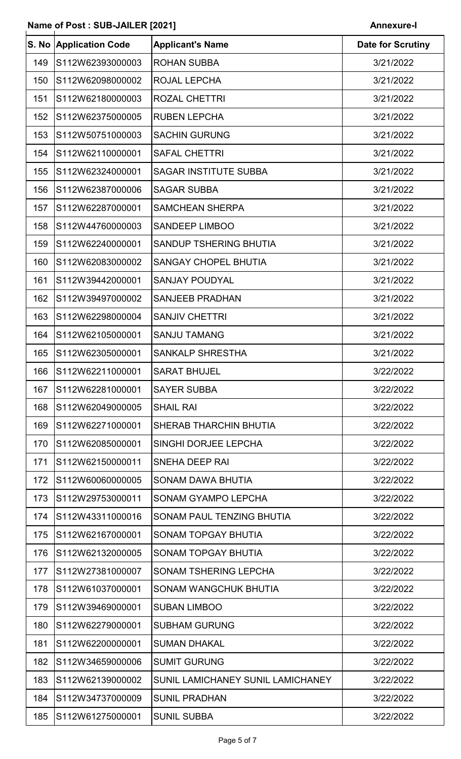Name of Post : SUB-JAILER [2021] **Annexure-I**

| S. No | Application Code | Applicant's Name | Date for Scrutiny |
|---|---|---|---|
| 149 | S112W62393000003 | ROHAN SUBBA | 3/21/2022 |
| 150 | S112W62098000002 | ROJAL LEPCHA | 3/21/2022 |
| 151 | S112W62180000003 | ROZAL CHETTRI | 3/21/2022 |
| 152 | S112W62375000005 | RUBEN LEPCHA | 3/21/2022 |
| 153 | S112W50751000003 | SACHIN GURUNG | 3/21/2022 |
| 154 | S112W62110000001 | SAFAL CHETTRI | 3/21/2022 |
| 155 | S112W62324000001 | SAGAR INSTITUTE SUBBA | 3/21/2022 |
| 156 | S112W62387000006 | SAGAR SUBBA | 3/21/2022 |
| 157 | S112W62287000001 | SAMCHEAN SHERPA | 3/21/2022 |
| 158 | S112W44760000003 | SANDEEP LIMBOO | 3/21/2022 |
| 159 | S112W62240000001 | SANDUP TSHERING BHUTIA | 3/21/2022 |
| 160 | S112W62083000002 | SANGAY CHOPEL BHUTIA | 3/21/2022 |
| 161 | S112W39442000001 | SANJAY POUDYAL | 3/21/2022 |
| 162 | S112W39497000002 | SANJEEB PRADHAN | 3/21/2022 |
| 163 | S112W62298000004 | SANJIV CHETTRI | 3/21/2022 |
| 164 | S112W62105000001 | SANJU TAMANG | 3/21/2022 |
| 165 | S112W62305000001 | SANKALP SHRESTHA | 3/21/2022 |
| 166 | S112W62211000001 | SARAT BHUJEL | 3/22/2022 |
| 167 | S112W62281000001 | SAYER SUBBA | 3/22/2022 |
| 168 | S112W62049000005 | SHAIL RAI | 3/22/2022 |
| 169 | S112W62271000001 | SHERAB THARCHIN BHUTIA | 3/22/2022 |
| 170 | S112W62085000001 | SINGHI DORJEE LEPCHA | 3/22/2022 |
| 171 | S112W62150000011 | SNEHA DEEP RAI | 3/22/2022 |
| 172 | S112W60060000005 | SONAM DAWA BHUTIA | 3/22/2022 |
| 173 | S112W29753000011 | SONAM GYAMPO LEPCHA | 3/22/2022 |
| 174 | S112W43311000016 | SONAM PAUL TENZING BHUTIA | 3/22/2022 |
| 175 | S112W62167000001 | SONAM TOPGAY BHUTIA | 3/22/2022 |
| 176 | S112W62132000005 | SONAM TOPGAY BHUTIA | 3/22/2022 |
| 177 | S112W27381000007 | SONAM TSHERING LEPCHA | 3/22/2022 |
| 178 | S112W61037000001 | SONAM WANGCHUK BHUTIA | 3/22/2022 |
| 179 | S112W39469000001 | SUBAN LIMBOO | 3/22/2022 |
| 180 | S112W62279000001 | SUBHAM GURUNG | 3/22/2022 |
| 181 | S112W62200000001 | SUMAN DHAKAL | 3/22/2022 |
| 182 | S112W34659000006 | SUMIT GURUNG | 3/22/2022 |
| 183 | S112W62139000002 | SUNIL LAMICHANEY SUNIL LAMICHANEY | 3/22/2022 |
| 184 | S112W34737000009 | SUNIL PRADHAN | 3/22/2022 |
| 185 | S112W61275000001 | SUNIL SUBBA | 3/22/2022 |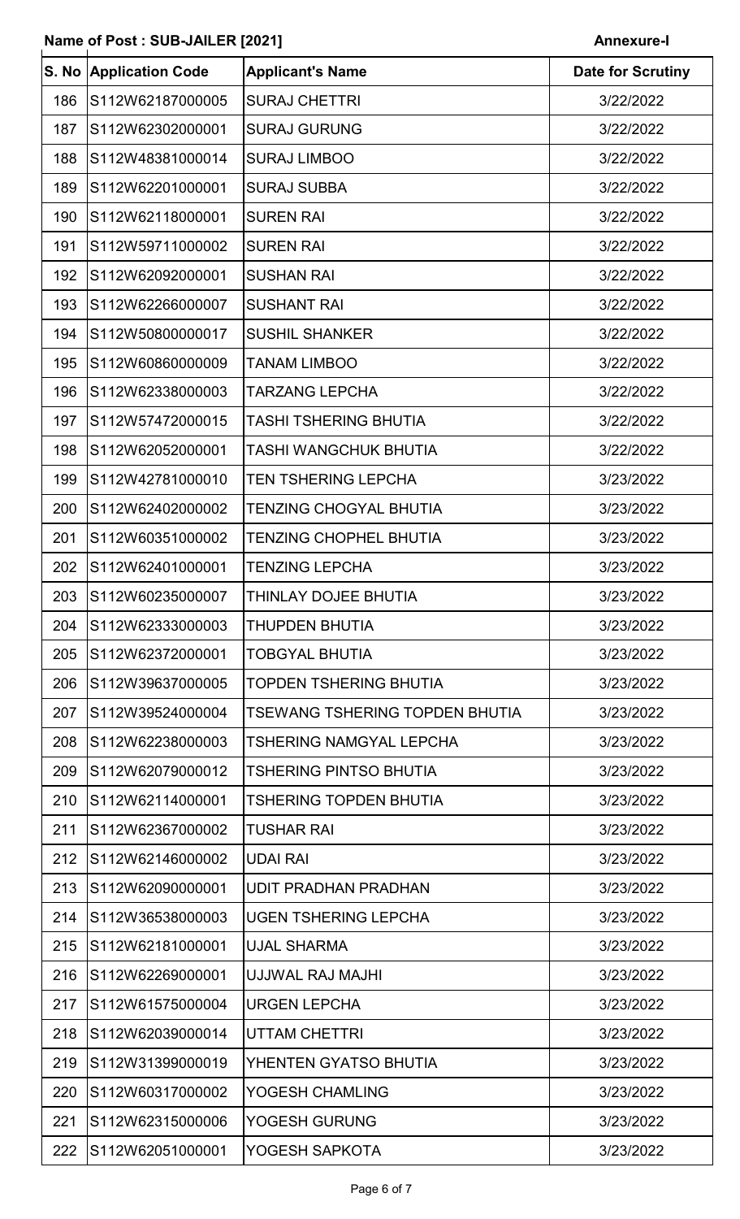**Name of Post : SUB-JAILER [2021]** **Annexure-I**

| S. No | Application Code | Applicant's Name | Date for Scrutiny |
|---|---|---|---|
| 186 | S112W62187000005 | SURAJ CHETTRI | 3/22/2022 |
| 187 | S112W62302000001 | SURAJ GURUNG | 3/22/2022 |
| 188 | S112W48381000014 | SURAJ LIMBOO | 3/22/2022 |
| 189 | S112W62201000001 | SURAJ SUBBA | 3/22/2022 |
| 190 | S112W62118000001 | SUREN RAI | 3/22/2022 |
| 191 | S112W59711000002 | SUREN RAI | 3/22/2022 |
| 192 | S112W62092000001 | SUSHAN RAI | 3/22/2022 |
| 193 | S112W62266000007 | SUSHANT RAI | 3/22/2022 |
| 194 | S112W50800000017 | SUSHIL SHANKER | 3/22/2022 |
| 195 | S112W60860000009 | TANAM LIMBOO | 3/22/2022 |
| 196 | S112W62338000003 | TARZANG LEPCHA | 3/22/2022 |
| 197 | S112W57472000015 | TASHI TSHERING BHUTIA | 3/22/2022 |
| 198 | S112W62052000001 | TASHI WANGCHUK BHUTIA | 3/22/2022 |
| 199 | S112W42781000010 | TEN TSHERING LEPCHA | 3/23/2022 |
| 200 | S112W62402000002 | TENZING CHOGYAL BHUTIA | 3/23/2022 |
| 201 | S112W60351000002 | TENZING CHOPHEL BHUTIA | 3/23/2022 |
| 202 | S112W62401000001 | TENZING LEPCHA | 3/23/2022 |
| 203 | S112W60235000007 | THINLAY DOJEE BHUTIA | 3/23/2022 |
| 204 | S112W62333000003 | THUPDEN BHUTIA | 3/23/2022 |
| 205 | S112W62372000001 | TOBGYAL BHUTIA | 3/23/2022 |
| 206 | S112W39637000005 | TOPDEN TSHERING BHUTIA | 3/23/2022 |
| 207 | S112W39524000004 | TSEWANG TSHERING TOPDEN BHUTIA | 3/23/2022 |
| 208 | S112W62238000003 | TSHERING NAMGYAL LEPCHA | 3/23/2022 |
| 209 | S112W62079000012 | TSHERING PINTSO BHUTIA | 3/23/2022 |
| 210 | S112W62114000001 | TSHERING TOPDEN BHUTIA | 3/23/2022 |
| 211 | S112W62367000002 | TUSHAR RAI | 3/23/2022 |
| 212 | S112W62146000002 | UDAI RAI | 3/23/2022 |
| 213 | S112W62090000001 | UDIT PRADHAN PRADHAN | 3/23/2022 |
| 214 | S112W36538000003 | UGEN TSHERING LEPCHA | 3/23/2022 |
| 215 | S112W62181000001 | UJAL SHARMA | 3/23/2022 |
| 216 | S112W62269000001 | UJJWAL RAJ MAJHI | 3/23/2022 |
| 217 | S112W61575000004 | URGEN LEPCHA | 3/23/2022 |
| 218 | S112W62039000014 | UTTAM CHETTRI | 3/23/2022 |
| 219 | S112W31399000019 | YHENTEN GYATSO BHUTIA | 3/23/2022 |
| 220 | S112W60317000002 | YOGESH CHAMLING | 3/23/2022 |
| 221 | S112W62315000006 | YOGESH GURUNG | 3/23/2022 |
| 222 | S112W62051000001 | YOGESH SAPKOTA | 3/23/2022 |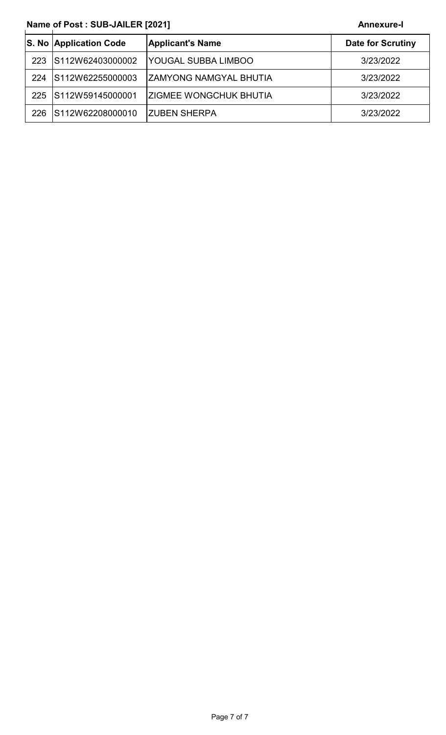**Name of Post : SUB-JAILER [2021]** **Annexure-I**

| S. No | Application Code | Applicant's Name | Date for Scrutiny |
|---|---|---|---|
| 223 | S112W62403000002 | YOUGAL SUBBA LIMBOO | 3/23/2022 |
| 224 | S112W62255000003 | ZAMYONG NAMGYAL BHUTIA | 3/23/2022 |
| 225 | S112W59145000001 | ZIGMEE WONGCHUK BHUTIA | 3/23/2022 |
| 226 | S112W62208000010 | ZUBEN SHERPA | 3/23/2022 |